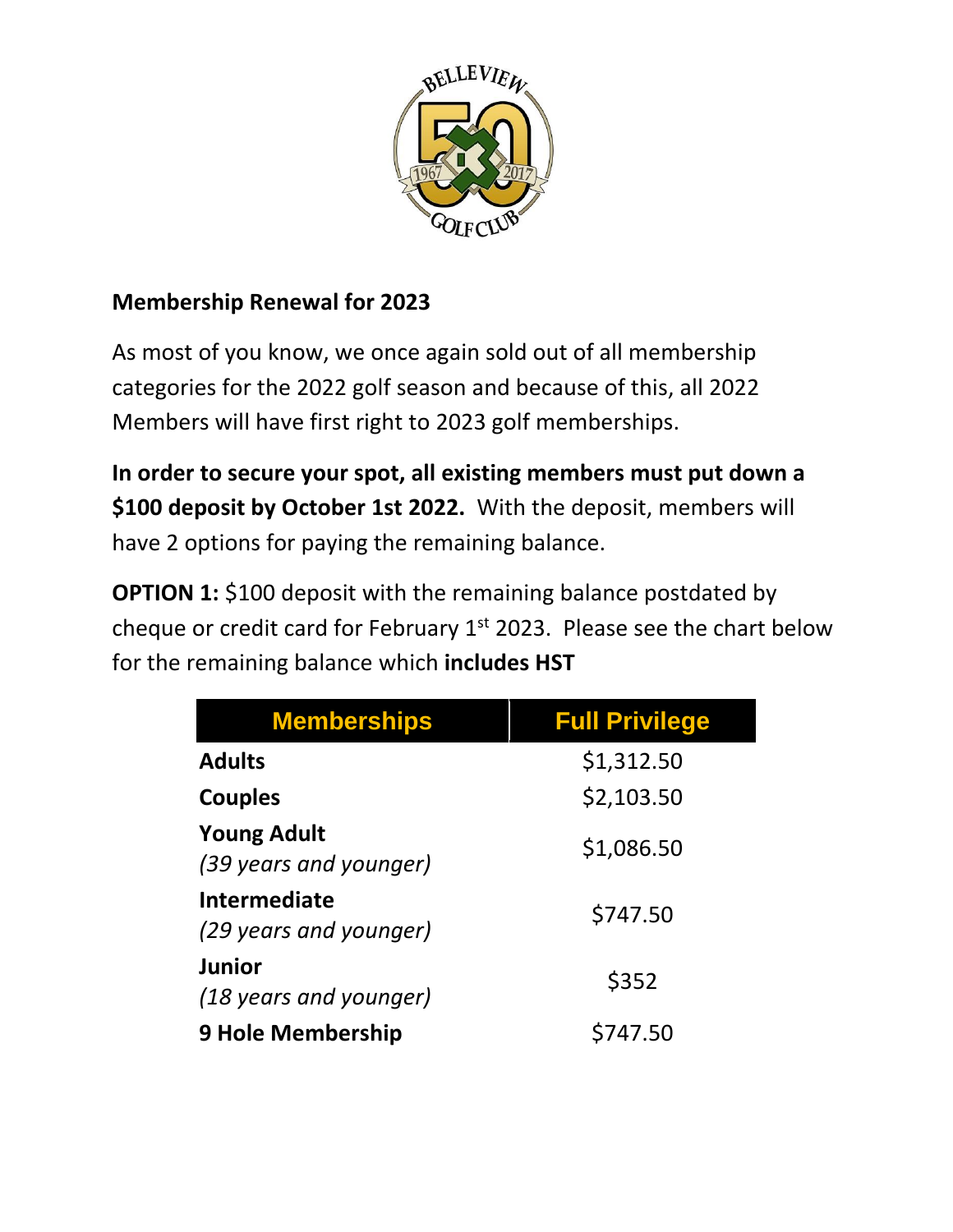## Membership Renewal for 2023

As most of you know, we once again sold out of all membership categories for the 2022 golf season and because of this, all 2022 Members will have first right to 2023 golf memberships.

**In order to secure your spot, all existing members must put down a $100 deposit by October 1st 2022.** With the deposit, members will have 2 options for paying the remaining balance.

**OPTION 1:** $100 deposit with the remaining balance postdated by cheque or credit card for February 1st 2023. Please see the chart below for the remaining balance which **includes HST**

| Memberships | Full Privilege |
|---|---|
| **Adults** | $1,312.50 |
| **Couples** | $2,103.50 |
| **Young Adult** *(39 years and younger)* | $1,086.50 |
| **Intermediate** *(29 years and younger)* | $747.50 |
| **Junior** *(18 years and younger)* | $352 |
| **9 Hole Membership** | $747.50 |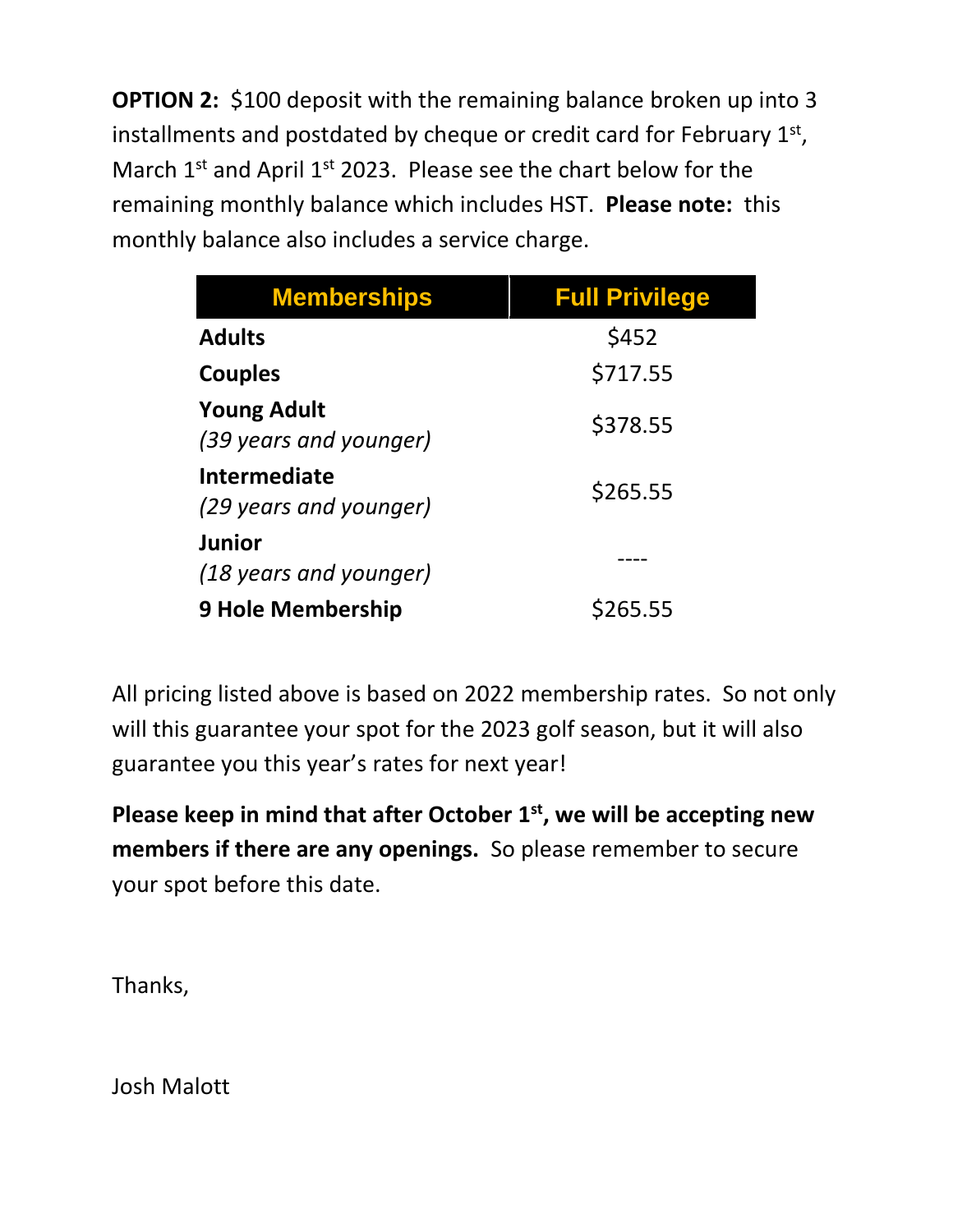**OPTION 2:** $100 deposit with the remaining balance broken up into 3 installments and postdated by cheque or credit card for February 1st, March 1st and April 1st 2023. Please see the chart below for the remaining monthly balance which includes HST. **Please note:** this monthly balance also includes a service charge.

| Memberships | Full Privilege |
|---|---|
| **Adults** | $452 |
| **Couples** | $717.55 |
| **Young Adult** *(39 years and younger)* | $378.55 |
| **Intermediate** *(29 years and younger)* | $265.55 |
| **Junior** *(18 years and younger)* | ---- |
| **9 Hole Membership** | $265.55 |

All pricing listed above is based on 2022 membership rates. So not only will this guarantee your spot for the 2023 golf season, but it will also guarantee you this year's rates for next year!

**Please keep in mind that after October 1st, we will be accepting new members if there are any openings.** So please remember to secure your spot before this date.

Thanks,

Josh Malott